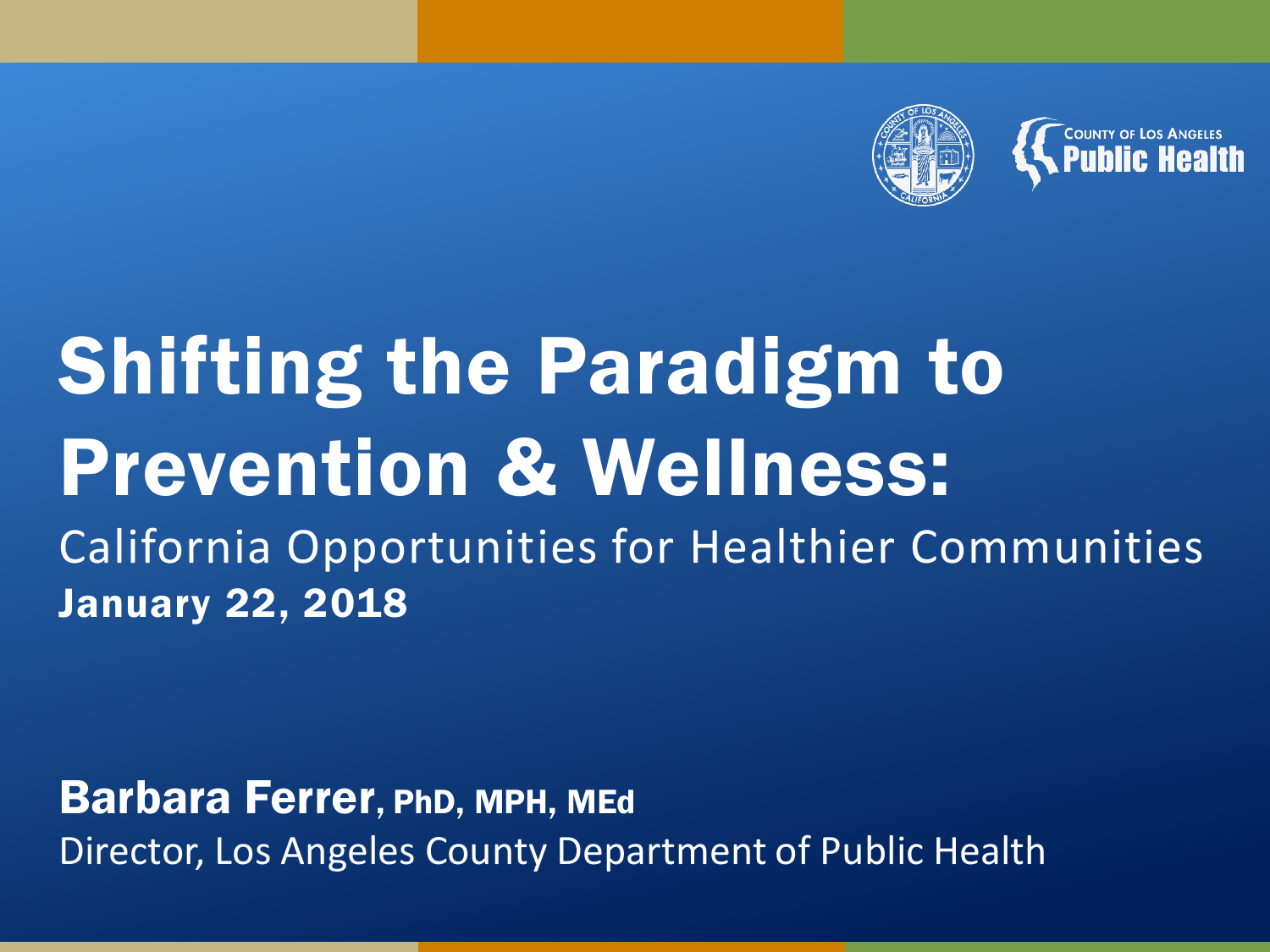County of Los Angeles Public Health

# Shifting the Paradigm to Prevention & Wellness:

California Opportunities for Healthier Communities

**January 22, 2018**

**Barbara Ferrer, PhD, MPH, MEd**

Director, Los Angeles County Department of Public Health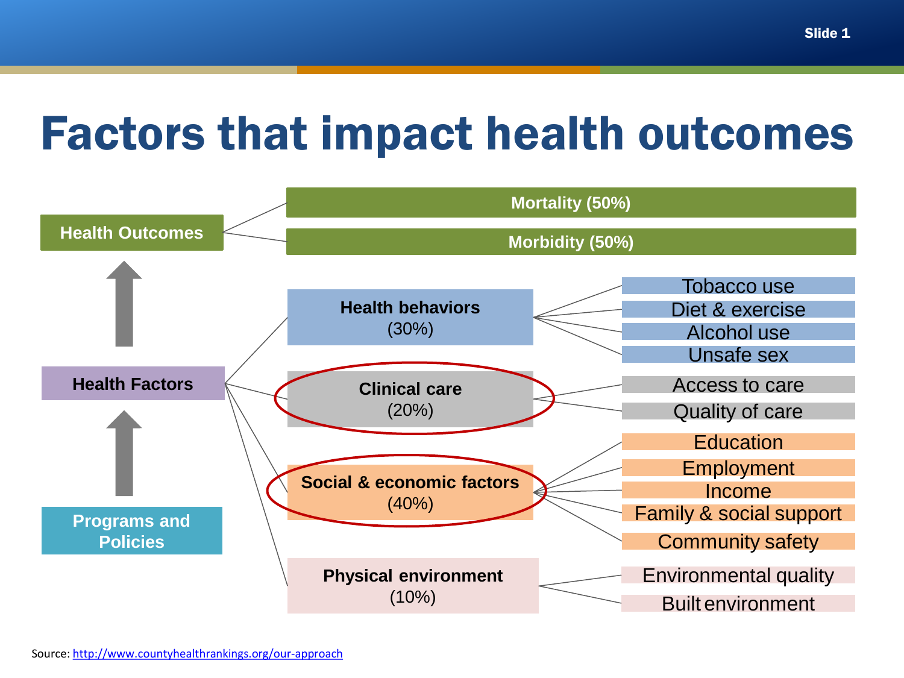# Factors that impact health outcomes

- **Health Outcomes**
  - Mortality (50%)
  - Morbidity (50%)
- **Health Factors**
  - **Health behaviors** (30%)
    - Tobacco use
    - Diet & exercise
    - Alcohol use
    - Unsafe sex
  - **Clinical care** (20%)
    - Access to care
    - Quality of care
  - **Social & economic factors** (40%)
    - Education
    - Employment
    - Income
    - Family & social support
    - Community safety
  - **Physical environment** (10%)
    - Environmental quality
    - Built environment
- **Programs and Policies**

Source: http://www.countyhealthrankings.org/our-approach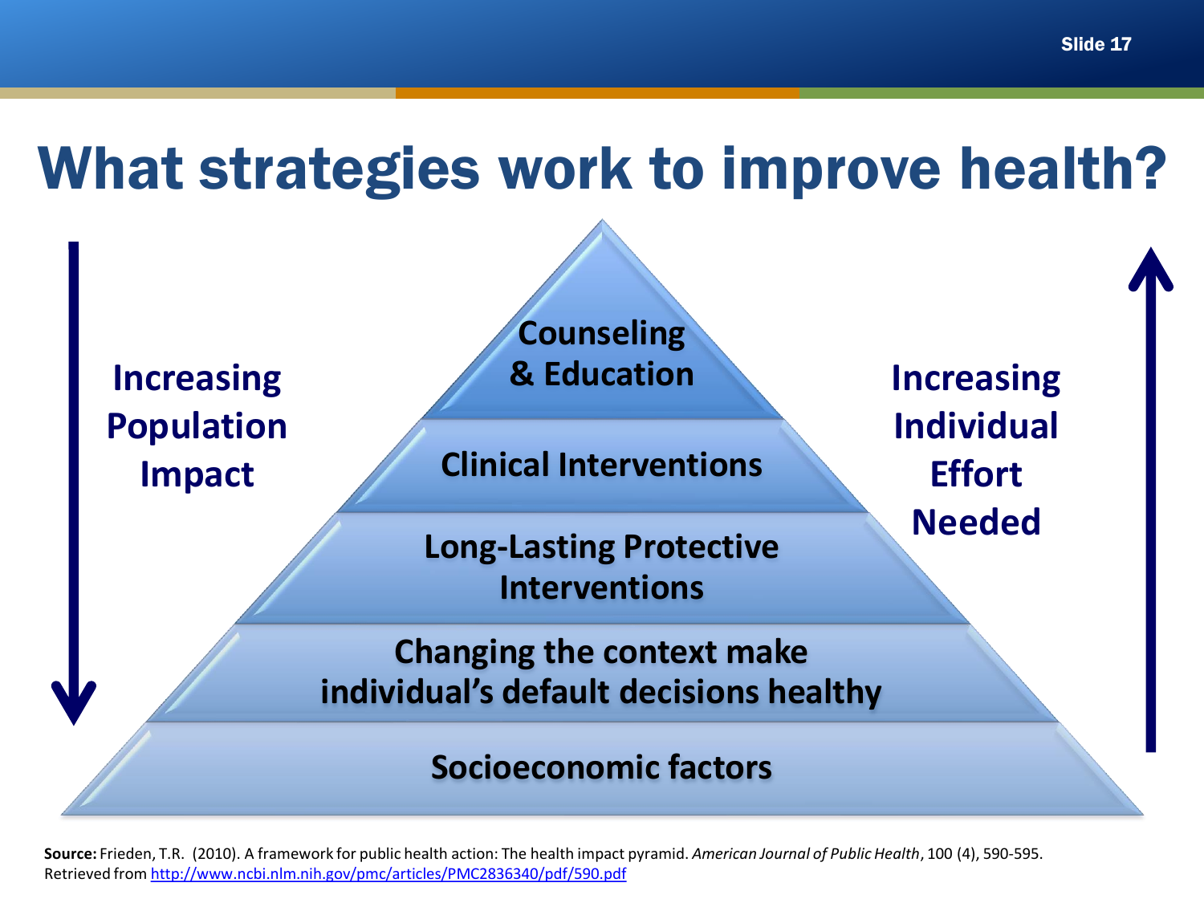# What strategies work to improve health?

Increasing Population Impact

- Counseling & Education
- Clinical Interventions
- Long-Lasting Protective Interventions
- Changing the context make individual's default decisions healthy
- Socioeconomic factors

Increasing Individual Effort Needed

**Source:** Frieden, T.R. (2010). A framework for public health action: The health impact pyramid. *American Journal of Public Health*, 100 (4), 590-595. Retrieved from http://www.ncbi.nlm.nih.gov/pmc/articles/PMC2836340/pdf/590.pdf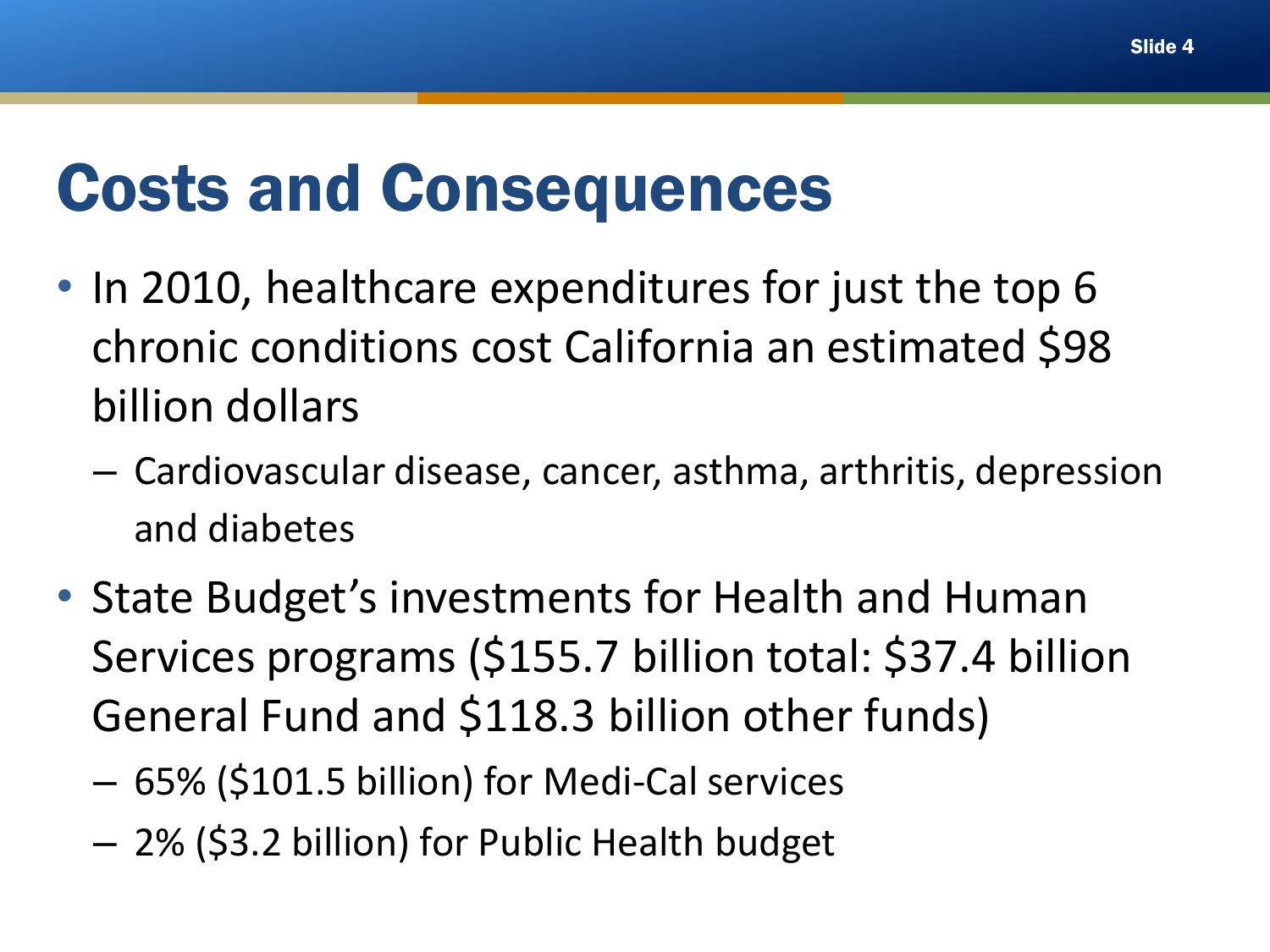# Costs and Consequences

- In 2010, healthcare expenditures for just the top 6 chronic conditions cost California an estimated $98 billion dollars
  - Cardiovascular disease, cancer, asthma, arthritis, depression and diabetes
- State Budget's investments for Health and Human Services programs ($155.7 billion total: $37.4 billion General Fund and $118.3 billion other funds)
  - 65% ($101.5 billion) for Medi-Cal services
  - 2% ($3.2 billion) for Public Health budget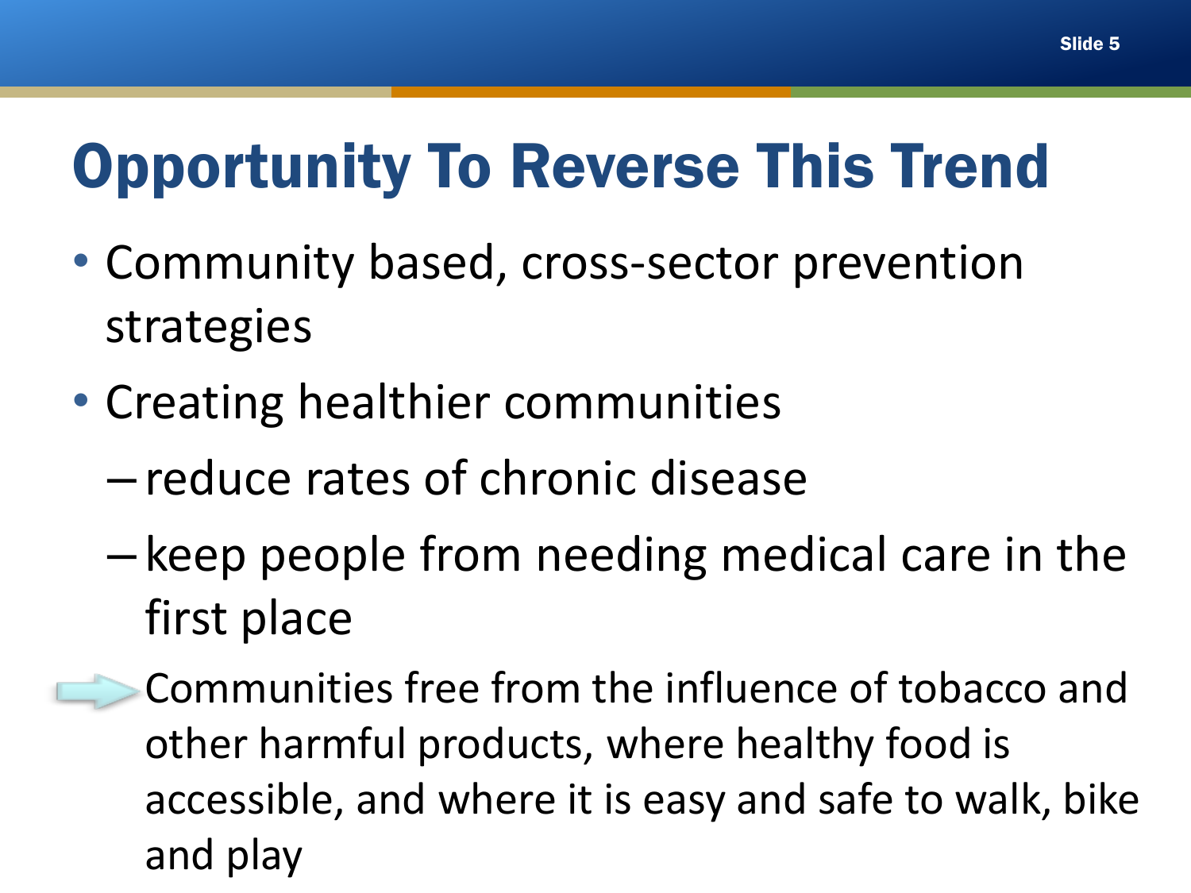# Opportunity To Reverse This Trend

- Community based, cross-sector prevention strategies
- Creating healthier communities
  - reduce rates of chronic disease
  - keep people from needing medical care in the first place

Communities free from the influence of tobacco and other harmful products, where healthy food is accessible, and where it is easy and safe to walk, bike and play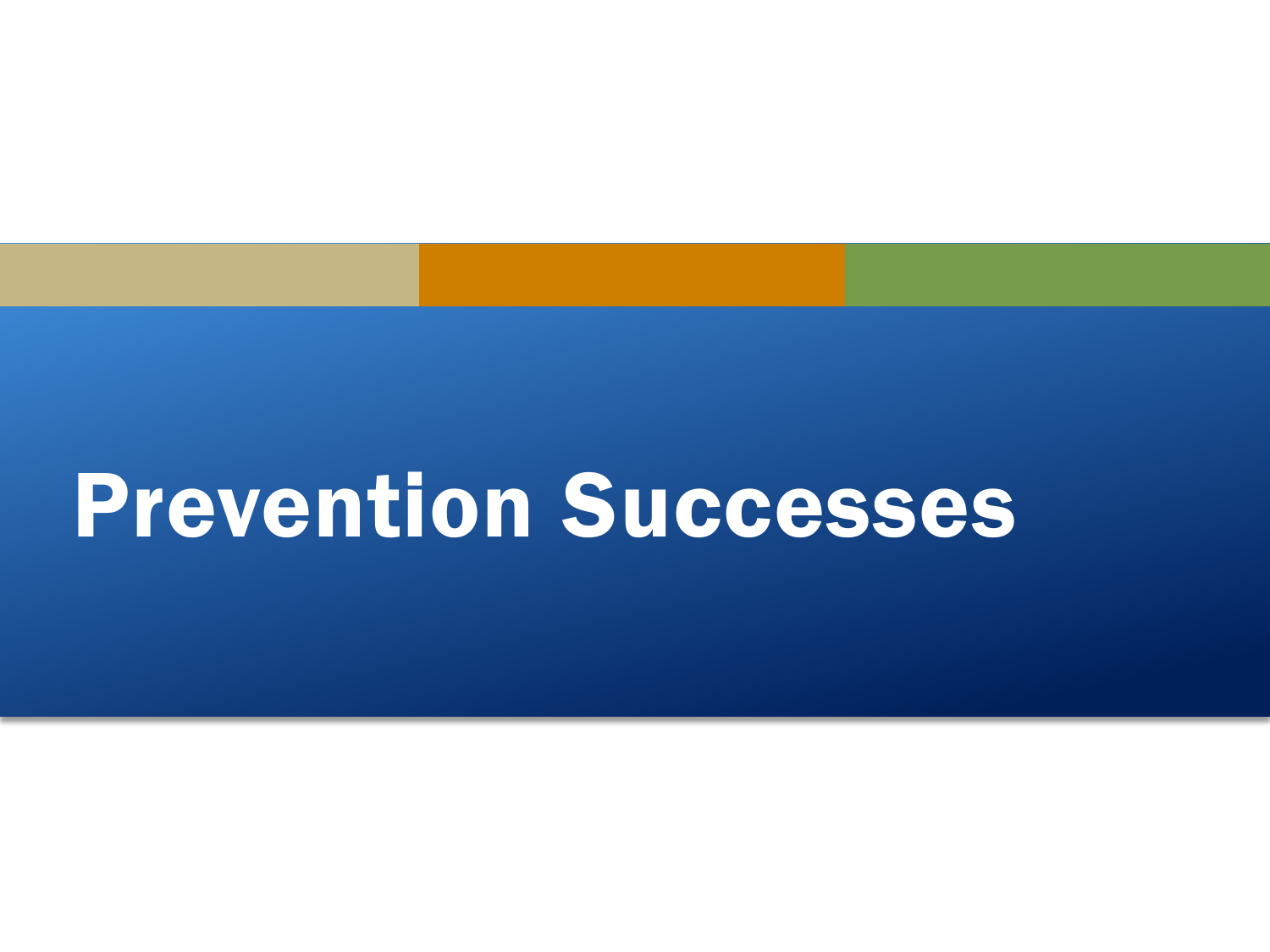# Prevention Successes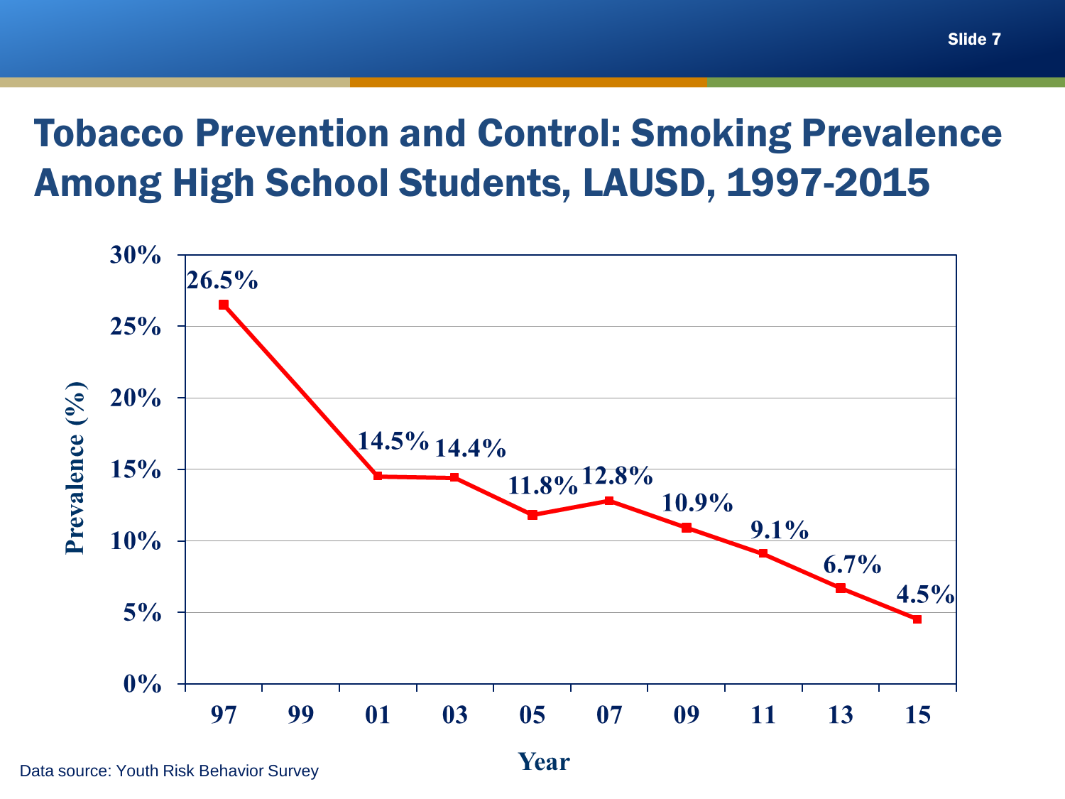# Tobacco Prevention and Control: Smoking Prevalence Among High School Students, LAUSD, 1997-2015

| Year | Prevalence (%) |
| --- | --- |
| 97 | 26.5% |
| 01 | 14.5% |
| 03 | 14.4% |
| 05 | 11.8% |
| 07 | 12.8% |
| 09 | 10.9% |
| 11 | 9.1% |
| 13 | 6.7% |
| 15 | 4.5% |

Data source: Youth Risk Behavior Survey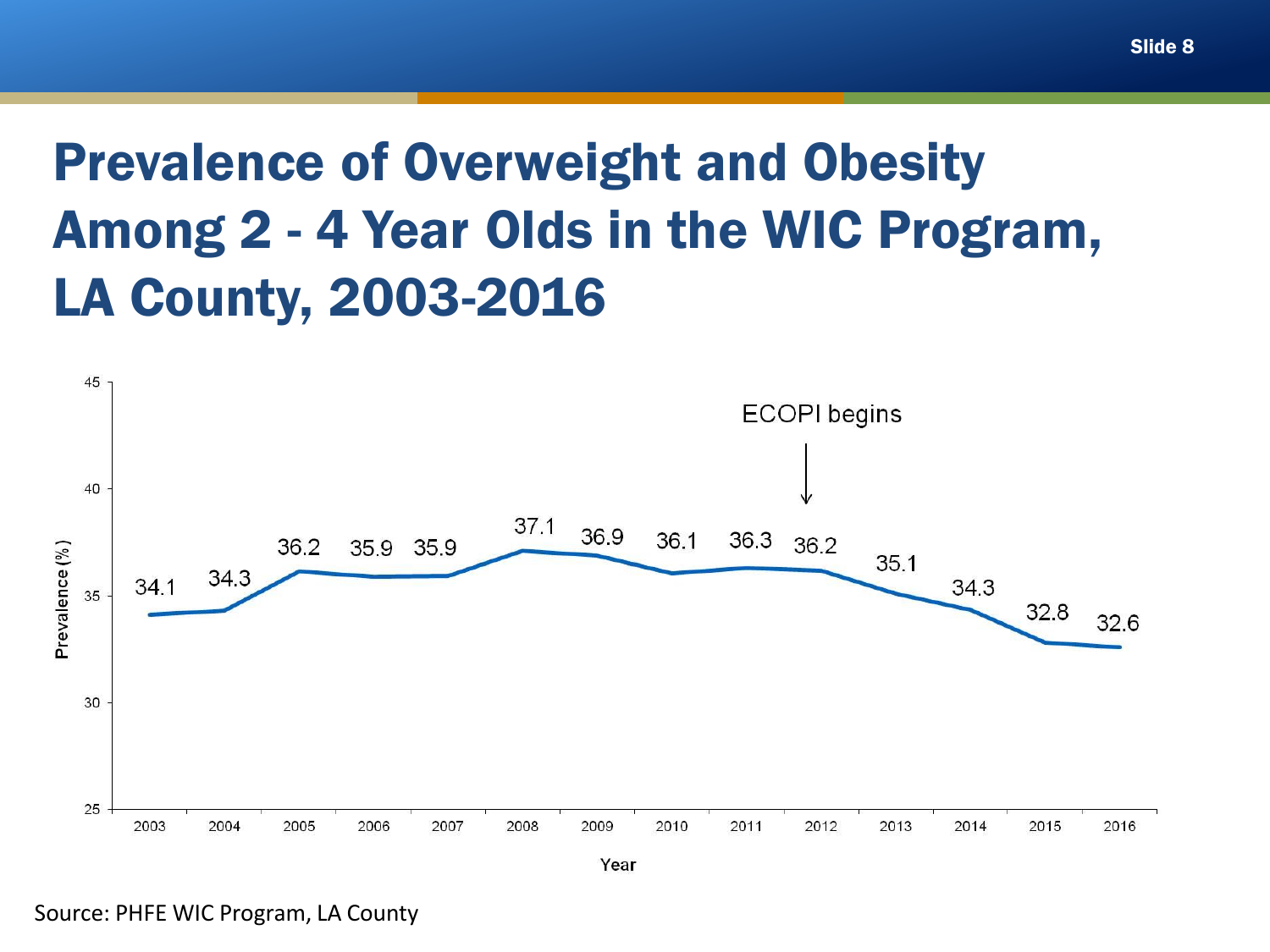# Prevalence of Overweight and Obesity Among 2 - 4 Year Olds in the WIC Program, LA County, 2003-2016

| Year | Prevalence (%) |
| --- | --- |
| 2003 | 34.1 |
| 2004 | 34.3 |
| 2005 | 36.2 |
| 2006 | 35.9 |
| 2007 | 35.9 |
| 2008 | 37.1 |
| 2009 | 36.9 |
| 2010 | 36.1 |
| 2011 | 36.3 |
| 2012 | 36.2 |
| 2013 | 35.1 |
| 2014 | 34.3 |
| 2015 | 32.8 |
| 2016 | 32.6 |

ECOPI begins (2012)

Source: PHFE WIC Program, LA County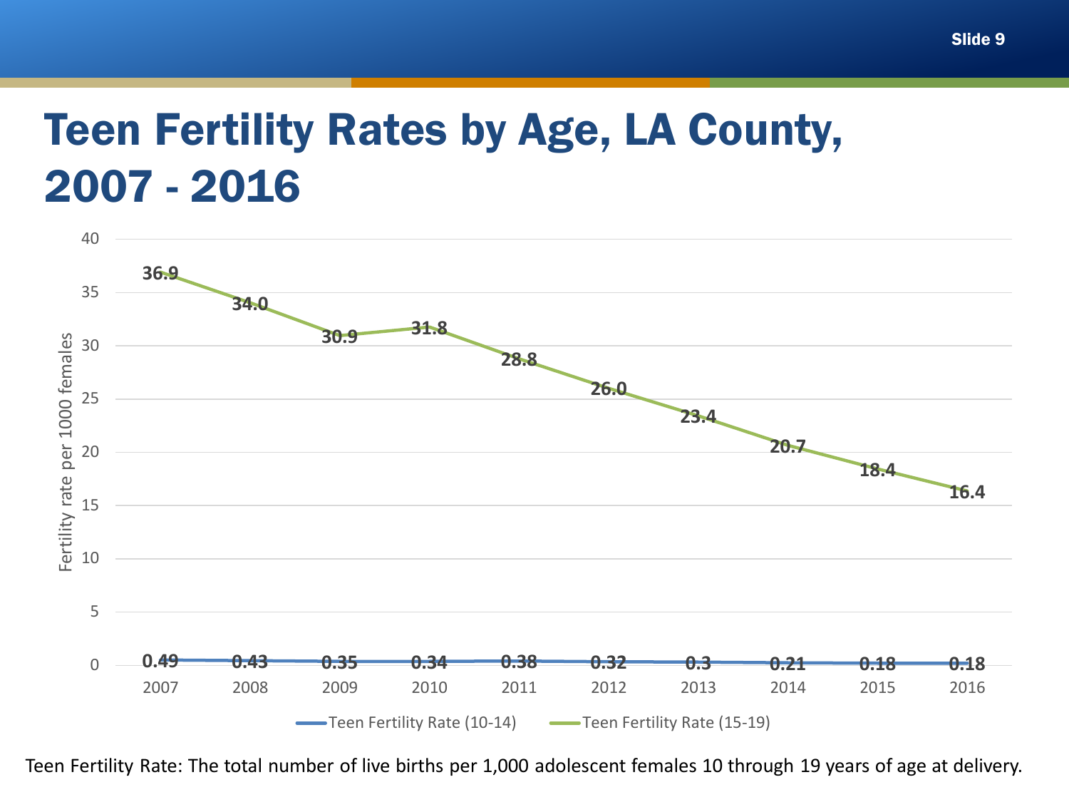# Teen Fertility Rates by Age, LA County, 2007 - 2016

| Year | Teen Fertility Rate (10-14) | Teen Fertility Rate (15-19) |
|---|---|---|
| 2007 | 0.49 | 36.9 |
| 2008 | 0.43 | 34.0 |
| 2009 | 0.35 | 30.9 |
| 2010 | 0.34 | 31.8 |
| 2011 | 0.38 | 28.8 |
| 2012 | 0.32 | 26.0 |
| 2013 | 0.3 | 23.4 |
| 2014 | 0.21 | 20.7 |
| 2015 | 0.18 | 18.4 |
| 2016 | 0.18 | 16.4 |

Fertility rate per 1000 females

Teen Fertility Rate: The total number of live births per 1,000 adolescent females 10 through 19 years of age at delivery.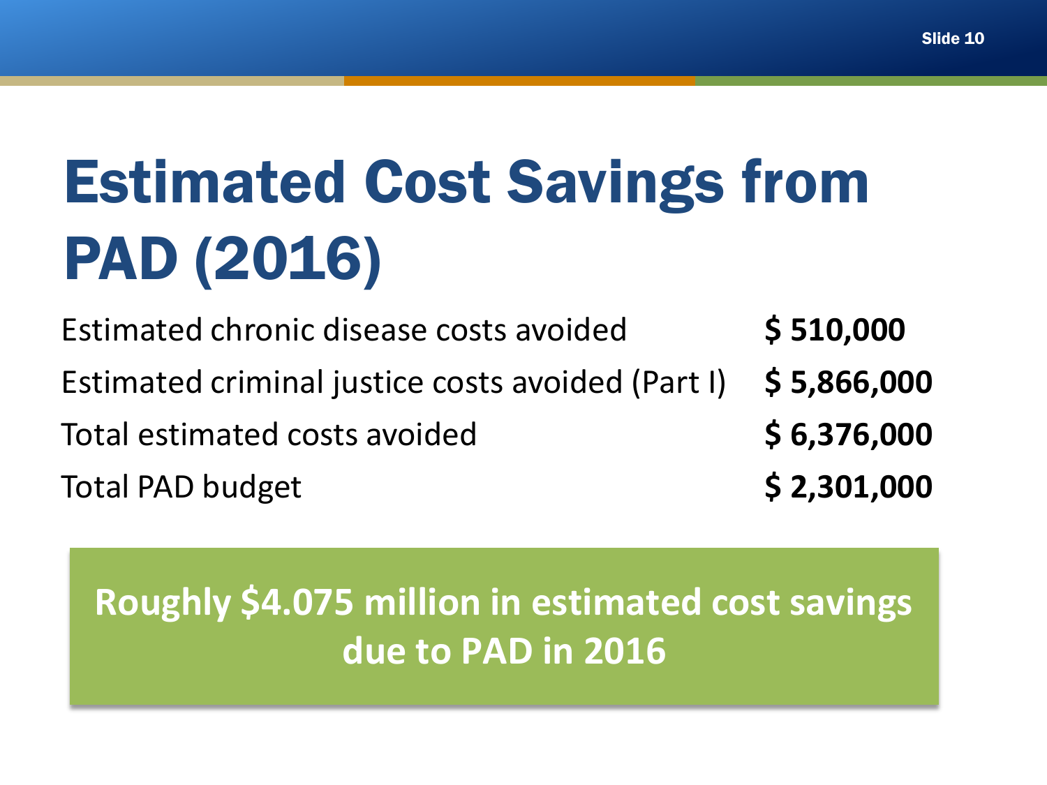# Estimated Cost Savings from PAD (2016)

| | |
|---|---|
| Estimated chronic disease costs avoided | **$ 510,000** |
| Estimated criminal justice costs avoided (Part I) | **$ 5,866,000** |
| Total estimated costs avoided | **$ 6,376,000** |
| Total PAD budget | **$ 2,301,000** |

**Roughly $4.075 million in estimated cost savings due to PAD in 2016**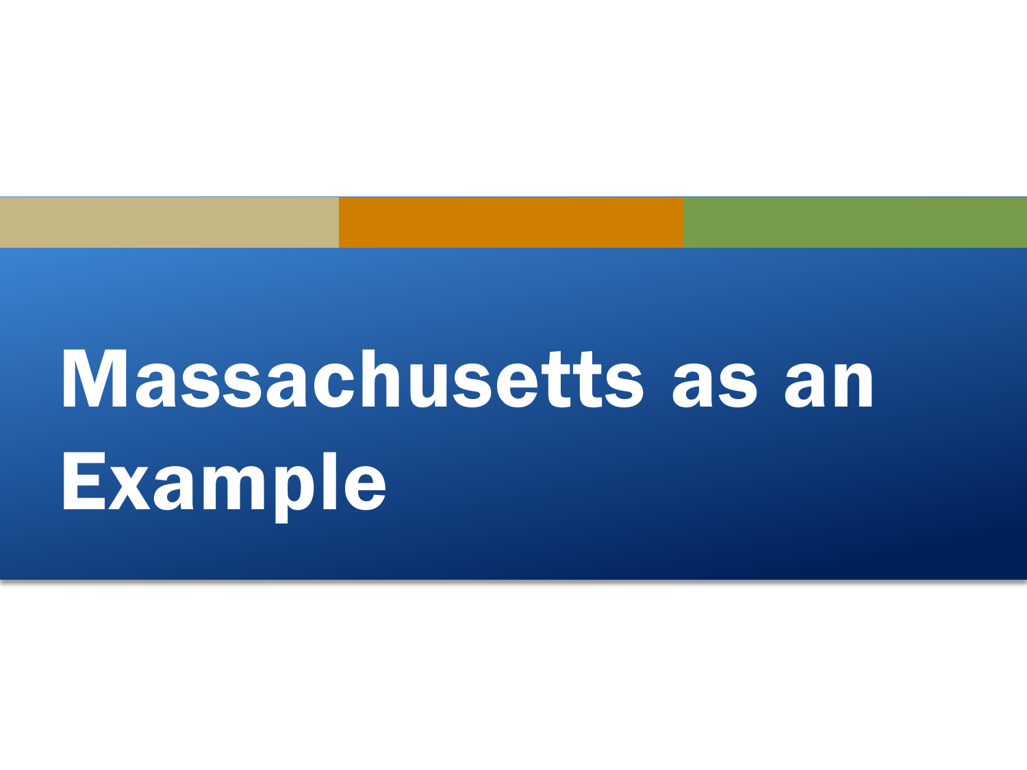# Massachusetts as an Example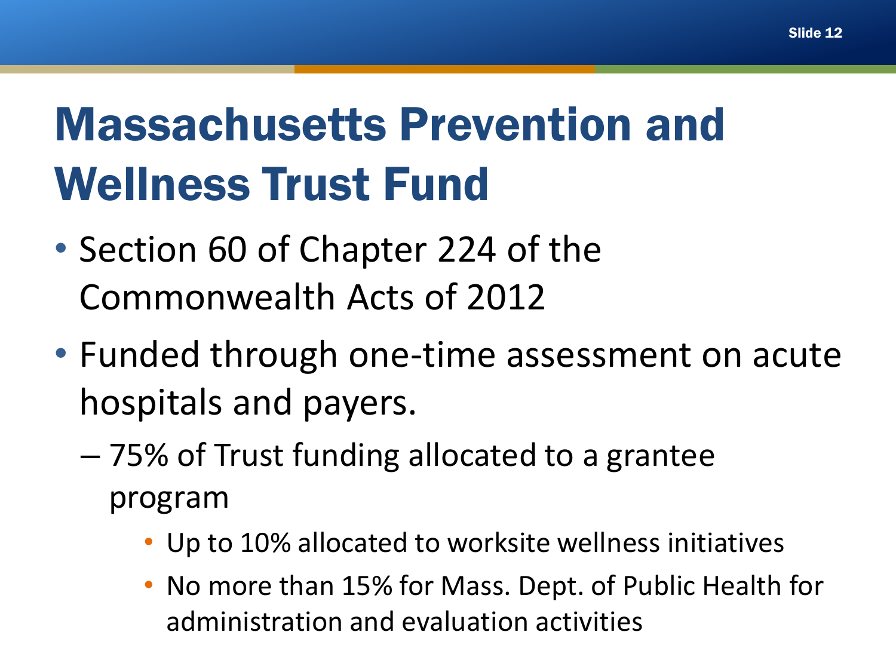# Massachusetts Prevention and Wellness Trust Fund

- Section 60 of Chapter 224 of the Commonwealth Acts of 2012
- Funded through one-time assessment on acute hospitals and payers.
  - 75% of Trust funding allocated to a grantee program
    - Up to 10% allocated to worksite wellness initiatives
    - No more than 15% for Mass. Dept. of Public Health for administration and evaluation activities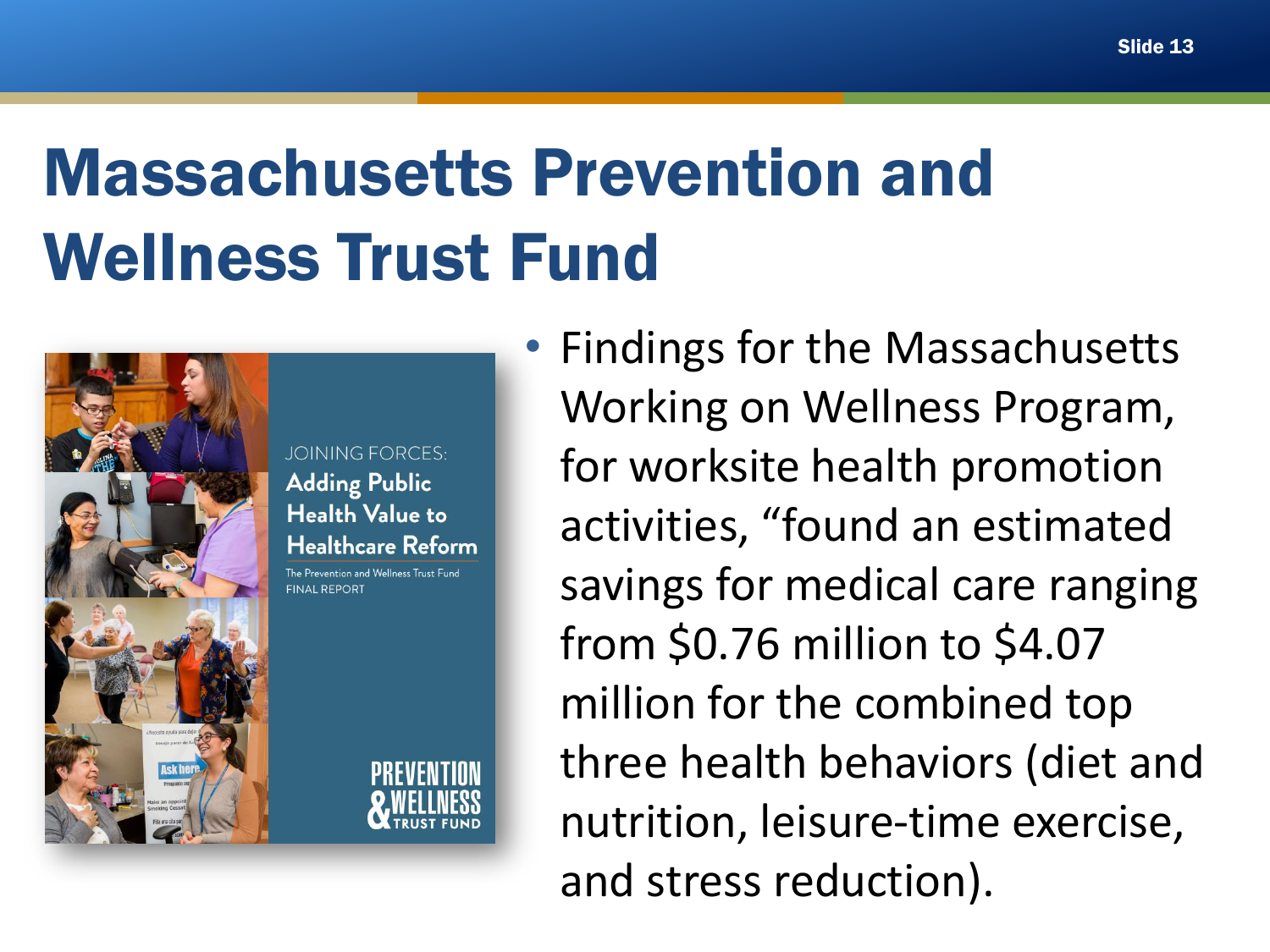# Massachusetts Prevention and Wellness Trust Fund

JOINING FORCES:
Adding Public Health Value to Healthcare Reform
The Prevention and Wellness Trust Fund
FINAL REPORT

PREVENTION & WELLNESS TRUST FUND

- Findings for the Massachusetts Working on Wellness Program, for worksite health promotion activities, "found an estimated savings for medical care ranging from $0.76 million to $4.07 million for the combined top three health behaviors (diet and nutrition, leisure-time exercise, and stress reduction).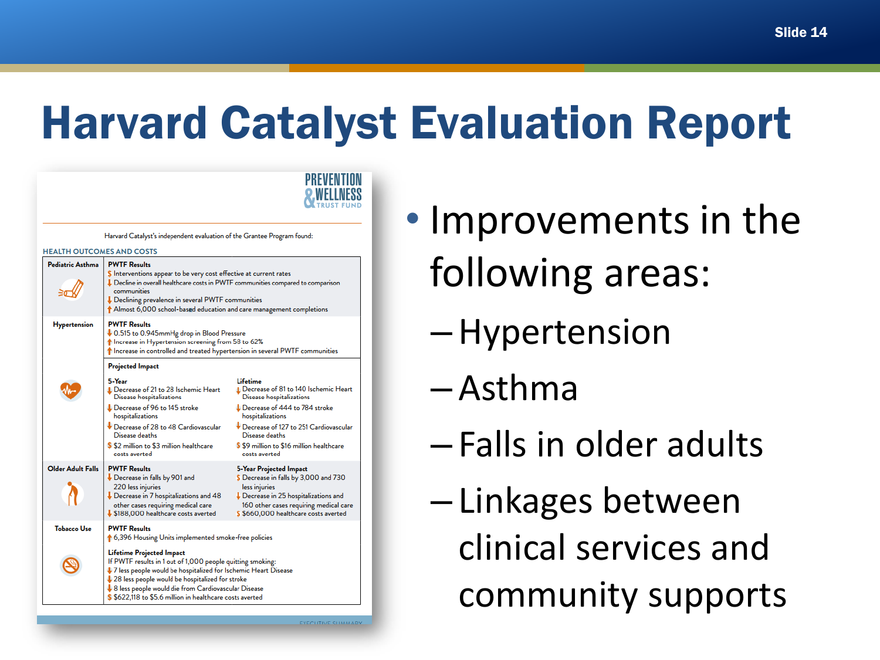# Harvard Catalyst Evaluation Report

PREVENTION & WELLNESS TRUST FUND

Harvard Catalyst's independent evaluation of the Grantee Program found:

**HEALTH OUTCOMES AND COSTS**

| | | |
|---|---|---|
| **Pediatric Asthma** | **PWTF Results**<br>Interventions appear to be very cost effective at current rates<br>Decline in overall healthcare costs in PWTF communities compared to comparison communities<br>Declining prevalence in several PWTF communities<br>Almost 6,000 school-based education and care management completions | |
| **Hypertension** | **PWTF Results**<br>0.515 to 0.945mmHg drop in Blood Pressure<br>Increase in Hypertension screening from 58 to 62%<br>Increase in controlled and treated hypertension in several PWTF communities | |
| | **Projected Impact**<br>**5-Year**<br>Decrease of 21 to 28 Ischemic Heart Disease hospitalizations<br>Decrease of 96 to 145 stroke hospitalizations<br>Decrease of 28 to 48 Cardiovascular Disease deaths<br>$2 million to $3 million healthcare costs averted | **Lifetime**<br>Decrease of 81 to 140 Ischemic Heart Disease hospitalizations<br>Decrease of 444 to 784 stroke hospitalizations<br>Decrease of 127 to 251 Cardiovascular Disease deaths<br>$9 million to $16 million healthcare costs averted |
| **Older Adult Falls** | **PWTF Results**<br>Decrease in falls by 901 and 220 less injuries<br>Decrease in 7 hospitalizations and 48 other cases requiring medical care<br>$188,000 healthcare costs averted | **5-Year Projected Impact**<br>Decrease in falls by 3,000 and 730 less injuries<br>Decrease in 25 hospitalizations and 160 other cases requiring medical care<br>$660,000 healthcare costs averted |
| **Tobacco Use** | **PWTF Results**<br>6,396 Housing Units implemented smoke-free policies<br><br>**Lifetime Projected Impact**<br>If PWTF results in 1 out of 1,000 people quitting smoking:<br>7 less people would be hospitalized for Ischemic Heart Disease<br>28 less people would be hospitalized for stroke<br>8 less people would die from Cardiovascular Disease<br>$622,118 to $5.6 million in healthcare costs averted | |

EXECUTIVE SUMMARY

- Improvements in the following areas:
  - Hypertension
  - Asthma
  - Falls in older adults
  - Linkages between clinical services and community supports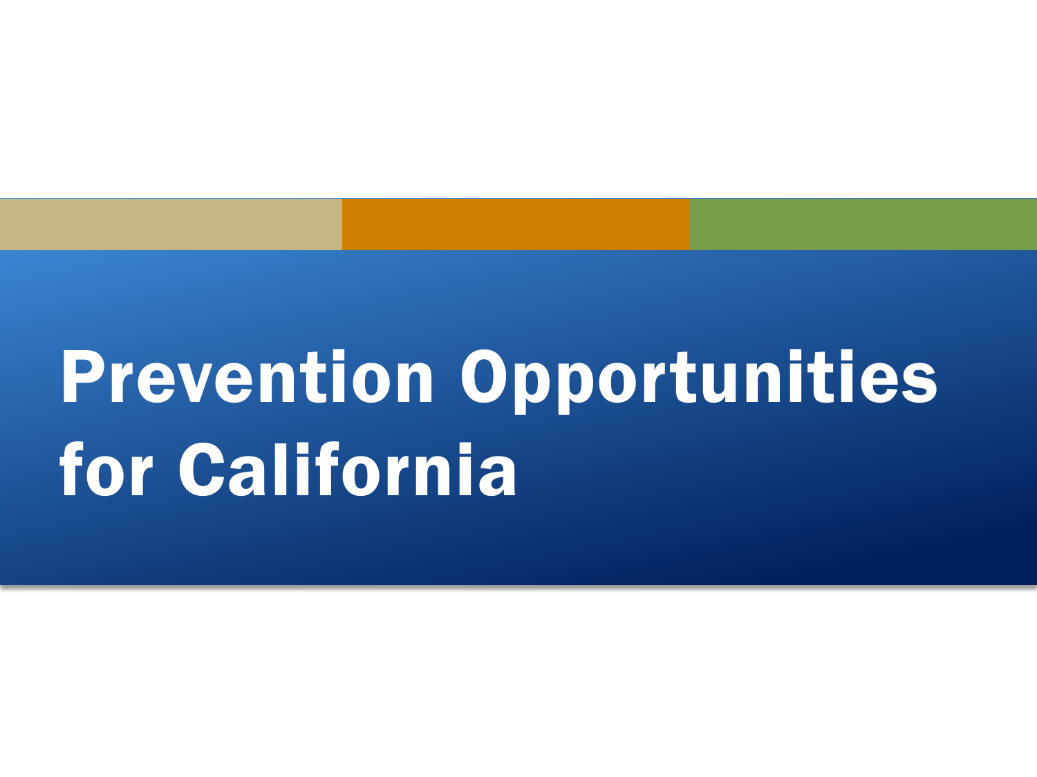# Prevention Opportunities for California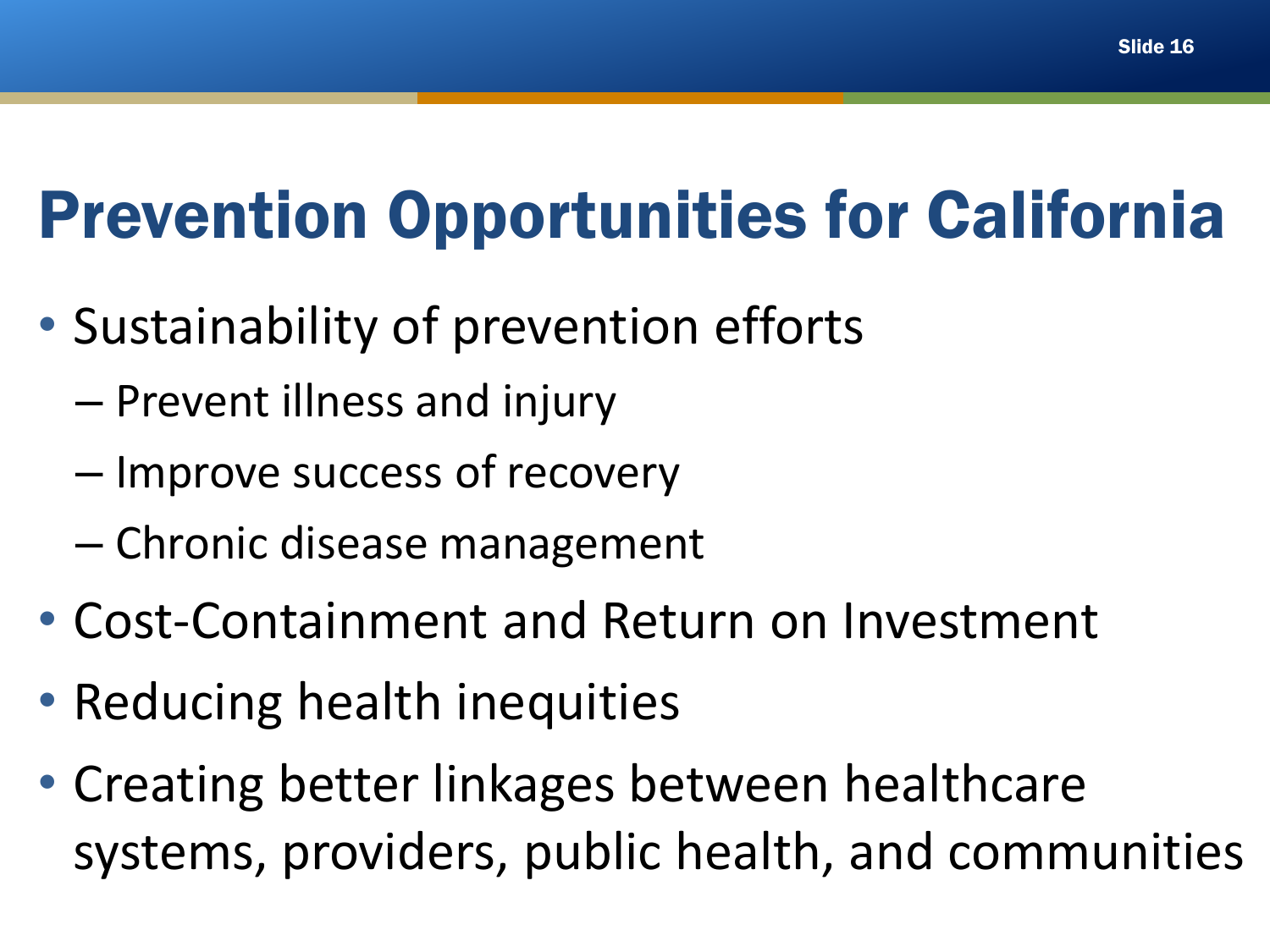# Prevention Opportunities for California

- Sustainability of prevention efforts
  - Prevent illness and injury
  - Improve success of recovery
  - Chronic disease management
- Cost-Containment and Return on Investment
- Reducing health inequities
- Creating better linkages between healthcare systems, providers, public health, and communities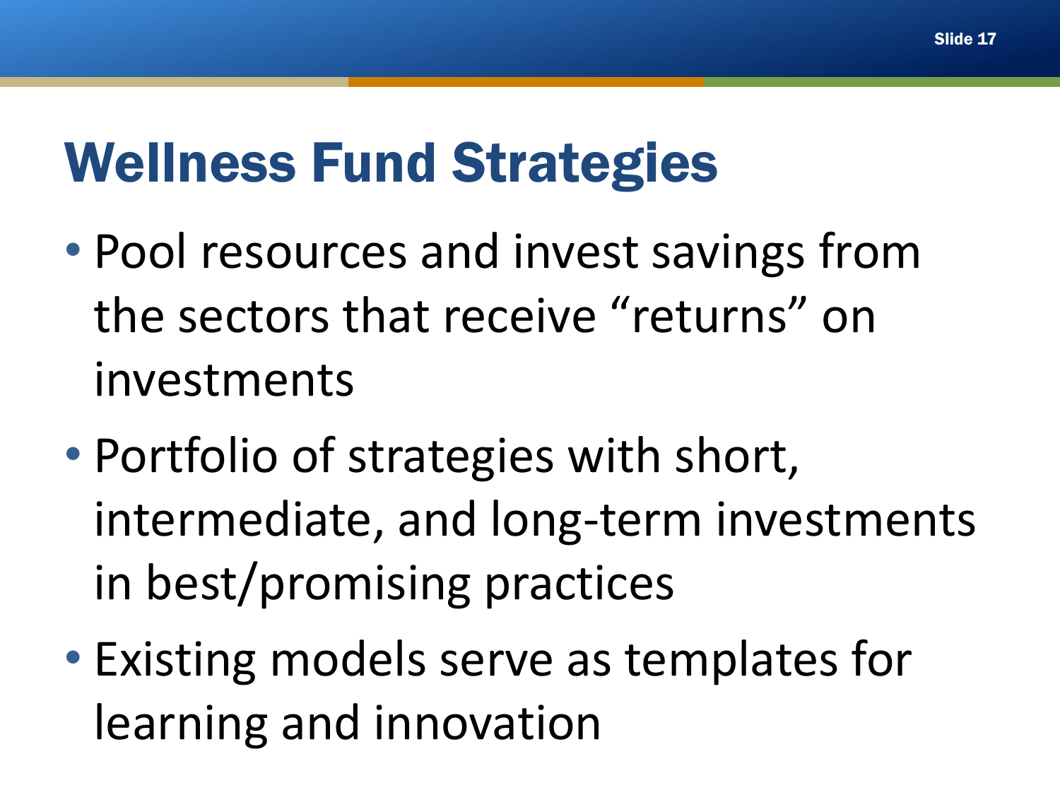# Wellness Fund Strategies

- Pool resources and invest savings from the sectors that receive “returns” on investments
- Portfolio of strategies with short, intermediate, and long-term investments in best/promising practices
- Existing models serve as templates for learning and innovation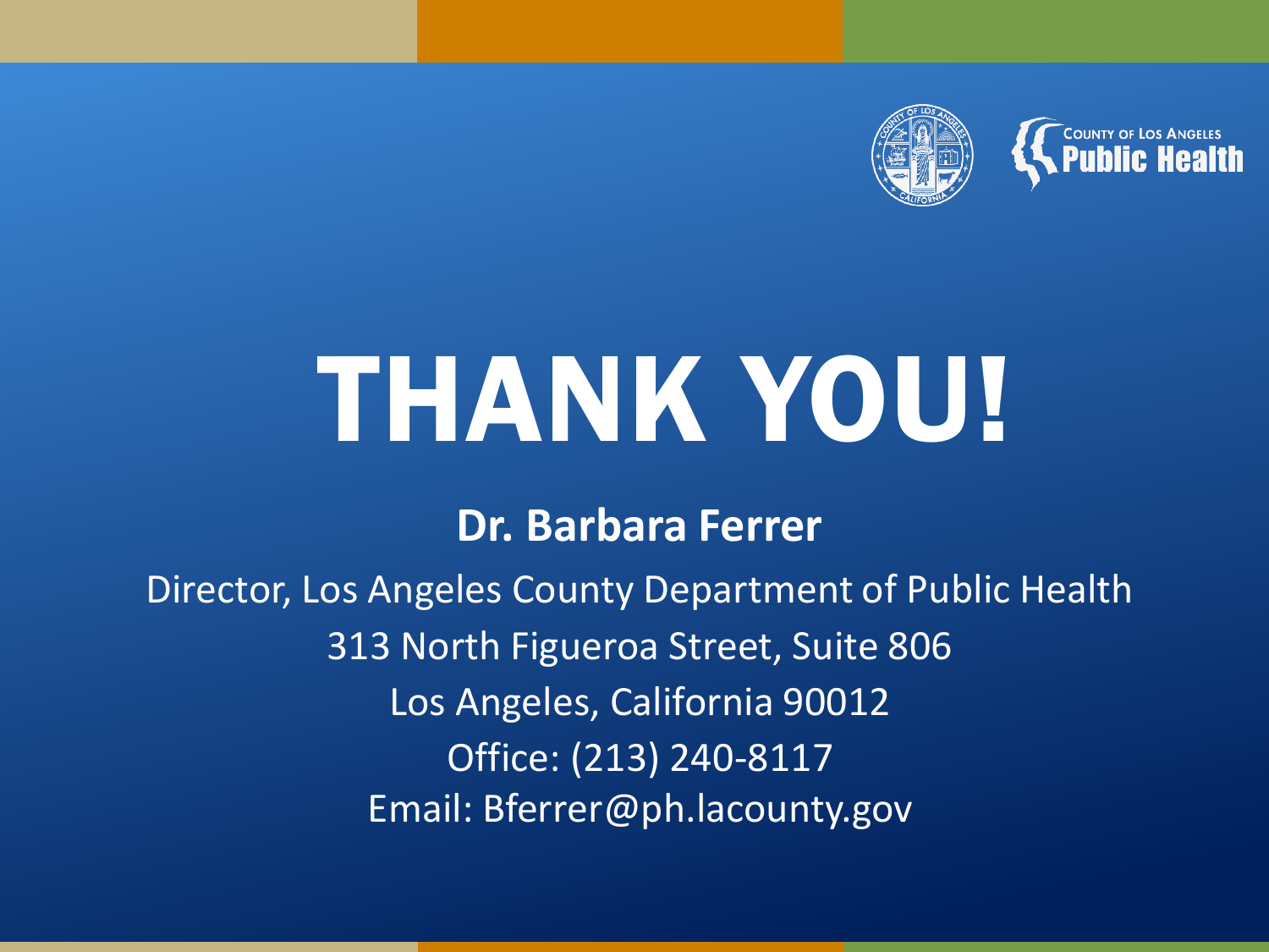COUNTY OF LOS ANGELES
Public Health

# THANK YOU!

**Dr. Barbara Ferrer**

Director, Los Angeles County Department of Public Health
313 North Figueroa Street, Suite 806
Los Angeles, California 90012
Office: (213) 240-8117
Email: Bferrer@ph.lacounty.gov